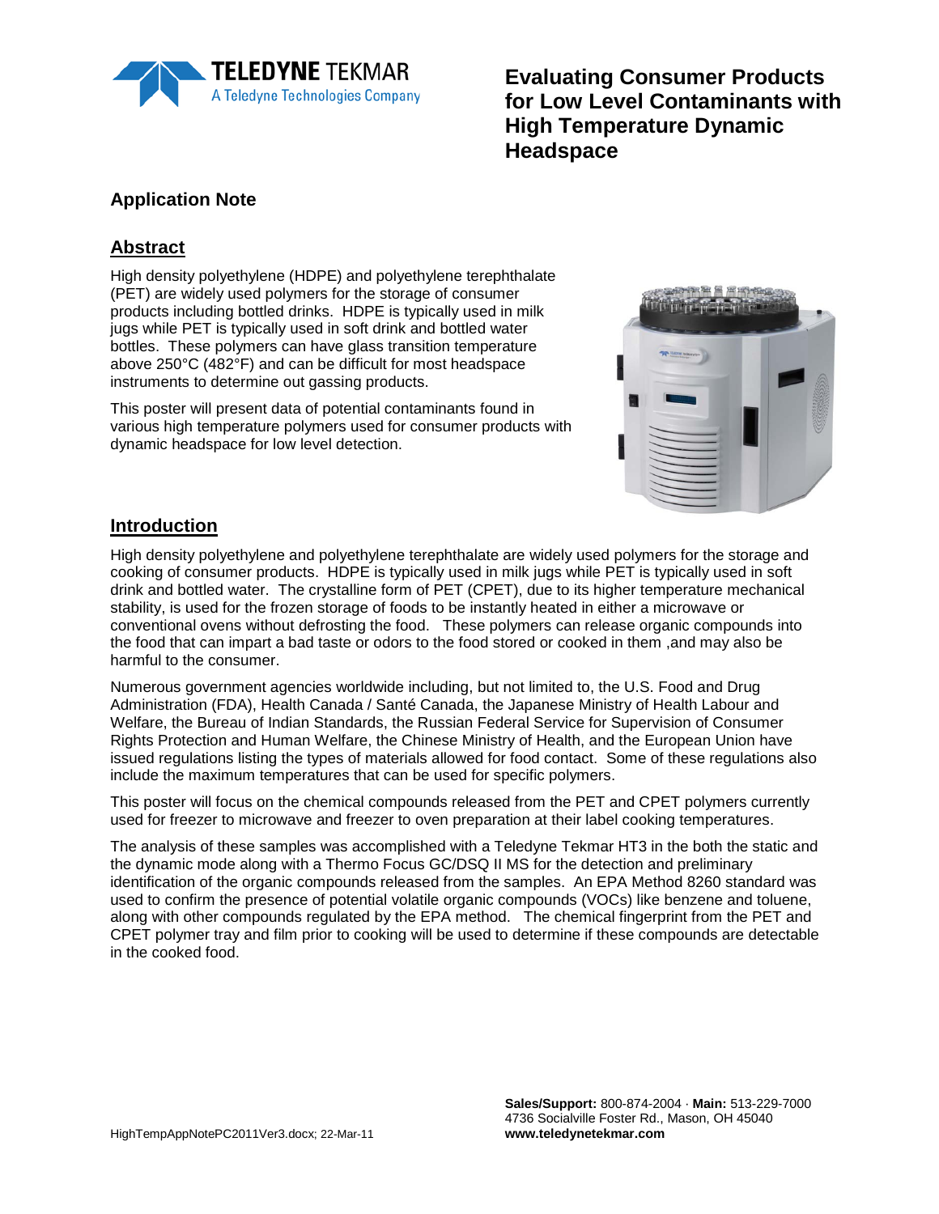# Evaluating Consumer Products for Low Level Contaminants with High Temperature Dynamic Headspace

## Application Note

## Abstract

High density polyethylene (HDPE) and polyethylene terephthalate (PET) are widely used polymers for the storage of consumer products including bottled drinks. HDPE is typically used in milk jugs while PET is typically used in soft drink and bottled water bottles. These polymers can have glass transition temperature above 250°C (482°F) and can be difficult for most headspace instruments to determine out gassing products.

This poster will present data of potential contaminants found in various high temperature polymers used for consumer products with dynamic headspace for low level detection.

## Introduction

High density polyethylene and polyethylene terephthalate are widely used polymers for the storage and cooking of consumer products. HDPE is typically used in milk jugs while PET is typically used in soft drink and bottled water. The crystalline form of PET (CPET), due to its higher temperature mechanical stability, is used for the frozen storage of foods to be instantly heated in either a microwave or conventional ovens without defrosting the food. These polymers can release organic compounds into the food that can impart a bad taste or odors to the food stored or cooked in them ,and may also be harmful to the consumer.

Numerous government agencies worldwide including, but not limited to, the U.S. Food and Drug Administration (FDA), Health Canada / Santé Canada, the Japanese Ministry of Health Labour and Welfare, the Bureau of Indian Standards, the Russian Federal Service for Supervision of Consumer Rights Protection and Human Welfare, the Chinese Ministry of Health, and the European Union have issued regulations listing the types of materials allowed for food contact. Some of these regulations also include the maximum temperatures that can be used for specific polymers.

This poster will focus on the chemical compounds released from the PET and CPET polymers currently used for freezer to microwave and freezer to oven preparation at their label cooking temperatures.

The analysis of these samples was accomplished with a Teledyne Tekmar HT3 in the both the static and the dynamic mode along with a Thermo Focus GC/DSQ II MS for the detection and preliminary identification of the organic compounds released from the samples. An EPA Method 8260 standard was used to confirm the presence of potential volatile organic compounds (VOCs) like benzene and toluene, along with other compounds regulated by the EPA method. The chemical fingerprint from the PET and CPET polymer tray and film prior to cooking will be used to determine if these compounds are detectable in the cooked food.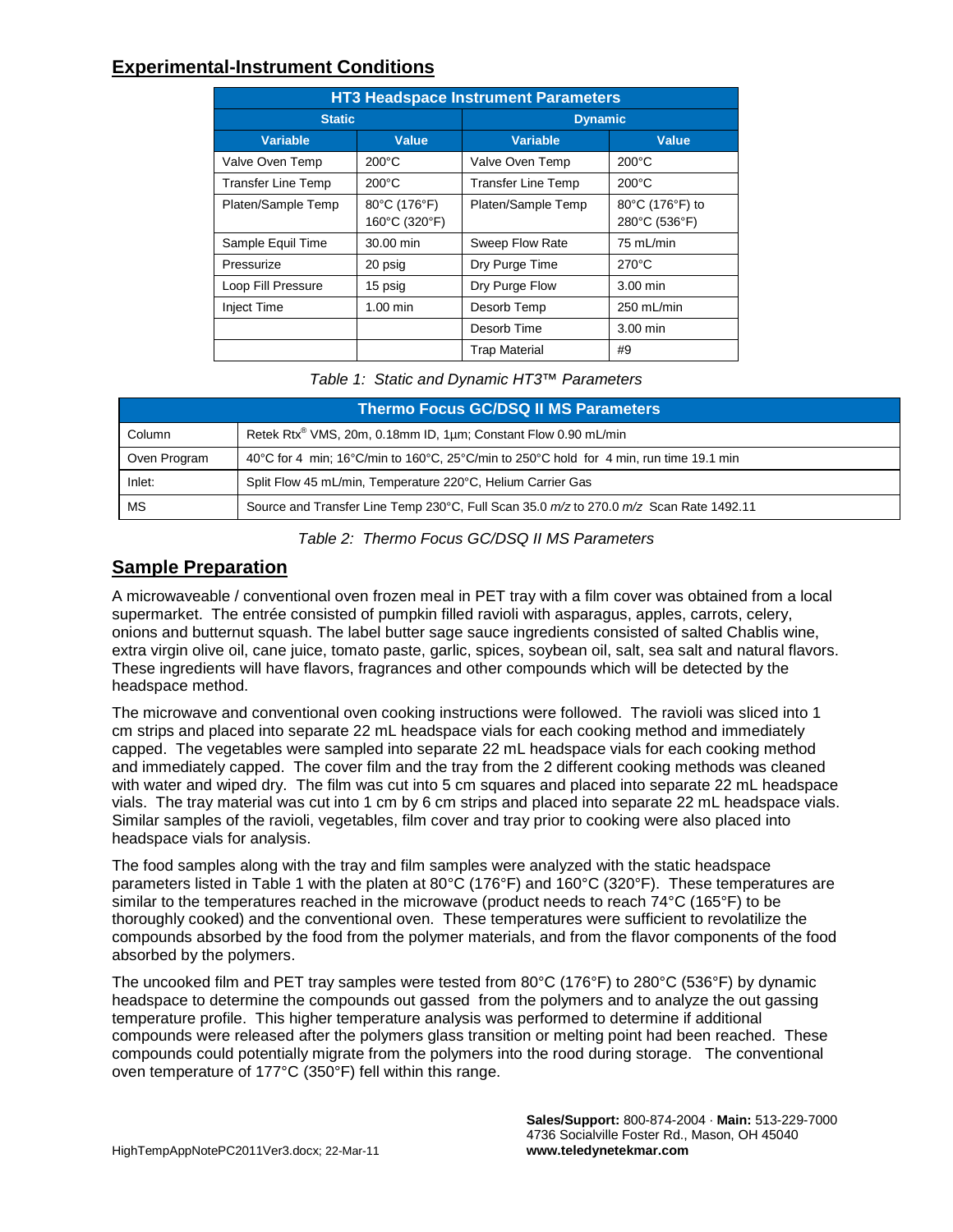## Experimental-Instrument Conditions

| HT3 Headspace Instrument Parameters | | | |
|---|---|---|---|
| **Static** | | **Dynamic** | |
| **Variable** | **Value** | **Variable** | **Value** |
| Valve Oven Temp | 200°C | Valve Oven Temp | 200°C |
| Transfer Line Temp | 200°C | Transfer Line Temp | 200°C |
| Platen/Sample Temp | 80°C (176°F) 160°C (320°F) | Platen/Sample Temp | 80°C (176°F) to 280°C (536°F) |
| Sample Equil Time | 30.00 min | Sweep Flow Rate | 75 mL/min |
| Pressurize | 20 psig | Dry Purge Time | 270°C |
| Loop Fill Pressure | 15 psig | Dry Purge Flow | 3.00 min |
| Inject Time | 1.00 min | Desorb Temp | 250 mL/min |
| | | Desorb Time | 3.00 min |
| | | Trap Material | #9 |

*Table 1: Static and Dynamic HT3™ Parameters*

| Thermo Focus GC/DSQ II MS Parameters | |
|---|---|
| Column | Retek Rtx® VMS, 20m, 0.18mm ID, 1µm; Constant Flow 0.90 mL/min |
| Oven Program | 40°C for 4 min; 16°C/min to 160°C, 25°C/min to 250°C hold for 4 min, run time 19.1 min |
| Inlet: | Split Flow 45 mL/min, Temperature 220°C, Helium Carrier Gas |
| MS | Source and Transfer Line Temp 230°C, Full Scan 35.0 *m/z* to 270.0 *m/z* Scan Rate 1492.11 |

*Table 2: Thermo Focus GC/DSQ II MS Parameters*

## Sample Preparation

A microwaveable / conventional oven frozen meal in PET tray with a film cover was obtained from a local supermarket. The entrée consisted of pumpkin filled ravioli with asparagus, apples, carrots, celery, onions and butternut squash. The label butter sage sauce ingredients consisted of salted Chablis wine, extra virgin olive oil, cane juice, tomato paste, garlic, spices, soybean oil, salt, sea salt and natural flavors. These ingredients will have flavors, fragrances and other compounds which will be detected by the headspace method.

The microwave and conventional oven cooking instructions were followed. The ravioli was sliced into 1 cm strips and placed into separate 22 mL headspace vials for each cooking method and immediately capped. The vegetables were sampled into separate 22 mL headspace vials for each cooking method and immediately capped. The cover film and the tray from the 2 different cooking methods was cleaned with water and wiped dry. The film was cut into 5 cm squares and placed into separate 22 mL headspace vials. The tray material was cut into 1 cm by 6 cm strips and placed into separate 22 mL headspace vials. Similar samples of the ravioli, vegetables, film cover and tray prior to cooking were also placed into headspace vials for analysis.

The food samples along with the tray and film samples were analyzed with the static headspace parameters listed in Table 1 with the platen at 80°C (176°F) and 160°C (320°F). These temperatures are similar to the temperatures reached in the microwave (product needs to reach 74°C (165°F) to be thoroughly cooked) and the conventional oven. These temperatures were sufficient to revolatilize the compounds absorbed by the food from the polymer materials, and from the flavor components of the food absorbed by the polymers.

The uncooked film and PET tray samples were tested from 80°C (176°F) to 280°C (536°F) by dynamic headspace to determine the compounds out gassed from the polymers and to analyze the out gassing temperature profile. This higher temperature analysis was performed to determine if additional compounds were released after the polymers glass transition or melting point had been reached. These compounds could potentially migrate from the polymers into the rood during storage. The conventional oven temperature of 177°C (350°F) fell within this range.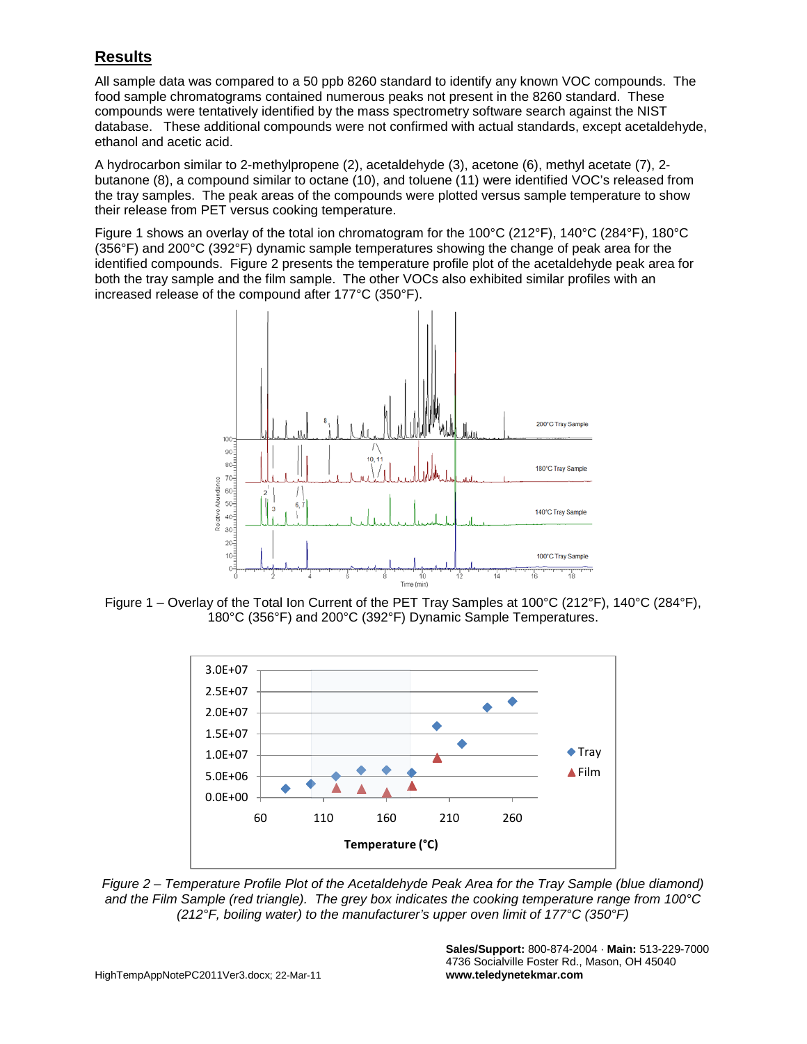## Results

All sample data was compared to a 50 ppb 8260 standard to identify any known VOC compounds. The food sample chromatograms contained numerous peaks not present in the 8260 standard. These compounds were tentatively identified by the mass spectrometry software search against the NIST database. These additional compounds were not confirmed with actual standards, except acetaldehyde, ethanol and acetic acid.

A hydrocarbon similar to 2-methylpropene (2), acetaldehyde (3), acetone (6), methyl acetate (7), 2-butanone (8), a compound similar to octane (10), and toluene (11) were identified VOC's released from the tray samples. The peak areas of the compounds were plotted versus sample temperature to show their release from PET versus cooking temperature.

Figure 1 shows an overlay of the total ion chromatogram for the 100°C (212°F), 140°C (284°F), 180°C (356°F) and 200°C (392°F) dynamic sample temperatures showing the change of peak area for the identified compounds. Figure 2 presents the temperature profile plot of the acetaldehyde peak area for both the tray sample and the film sample. The other VOCs also exhibited similar profiles with an increased release of the compound after 177°C (350°F).

Figure 1 – Overlay of the Total Ion Current of the PET Tray Samples at 100°C (212°F), 140°C (284°F), 180°C (356°F) and 200°C (392°F) Dynamic Sample Temperatures.

*Figure 2 – Temperature Profile Plot of the Acetaldehyde Peak Area for the Tray Sample (blue diamond) and the Film Sample (red triangle). The grey box indicates the cooking temperature range from 100°C (212°F, boiling water) to the manufacturer's upper oven limit of 177°C (350°F)*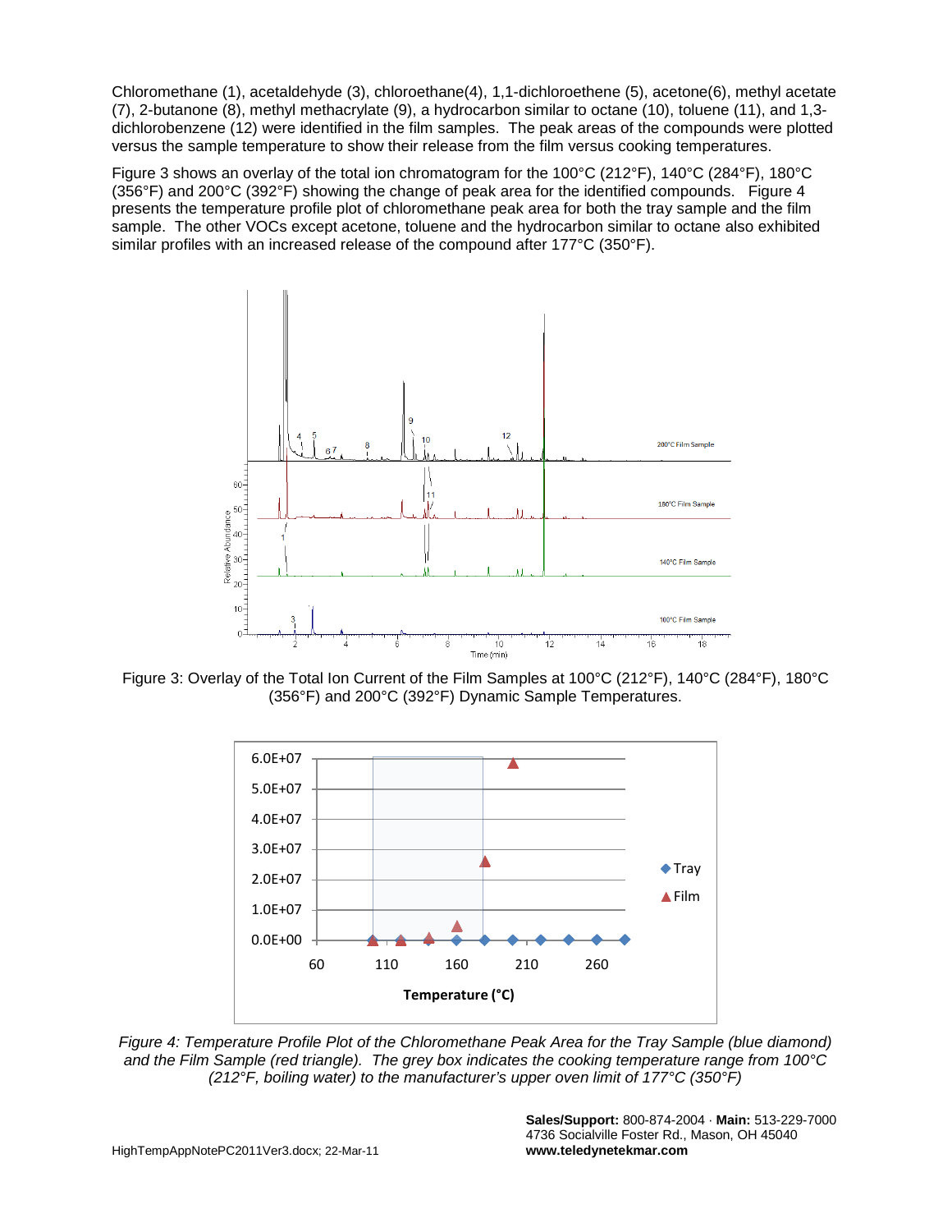Chloromethane (1), acetaldehyde (3), chloroethane(4), 1,1-dichloroethene (5), acetone(6), methyl acetate (7), 2-butanone (8), methyl methacrylate (9), a hydrocarbon similar to octane (10), toluene (11), and 1,3-dichlorobenzene (12) were identified in the film samples. The peak areas of the compounds were plotted versus the sample temperature to show their release from the film versus cooking temperatures.

Figure 3 shows an overlay of the total ion chromatogram for the 100°C (212°F), 140°C (284°F), 180°C (356°F) and 200°C (392°F) showing the change of peak area for the identified compounds. Figure 4 presents the temperature profile plot of chloromethane peak area for both the tray sample and the film sample. The other VOCs except acetone, toluene and the hydrocarbon similar to octane also exhibited similar profiles with an increased release of the compound after 177°C (350°F).

Figure 3: Overlay of the Total Ion Current of the Film Samples at 100°C (212°F), 140°C (284°F), 180°C (356°F) and 200°C (392°F) Dynamic Sample Temperatures.

*Figure 4: Temperature Profile Plot of the Chloromethane Peak Area for the Tray Sample (blue diamond) and the Film Sample (red triangle). The grey box indicates the cooking temperature range from 100°C (212°F, boiling water) to the manufacturer's upper oven limit of 177°C (350°F)*

**Sales/Support:** 800-874-2004 · **Main:** 513-229-7000
4736 Socialville Foster Rd., Mason, OH 45040
**www.teledynetekmar.com**

HighTempAppNotePC2011Ver3.docx; 22-Mar-11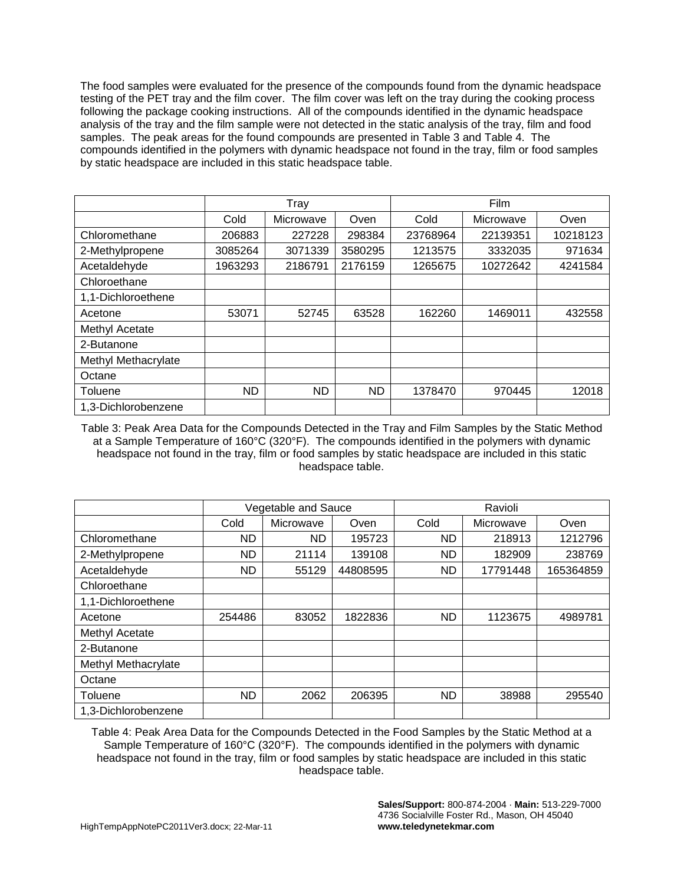The food samples were evaluated for the presence of the compounds found from the dynamic headspace testing of the PET tray and the film cover. The film cover was left on the tray during the cooking process following the package cooking instructions. All of the compounds identified in the dynamic headspace analysis of the tray and the film sample were not detected in the static analysis of the tray, film and food samples. The peak areas for the found compounds are presented in Table 3 and Table 4. The compounds identified in the polymers with dynamic headspace not found in the tray, film or food samples by static headspace are included in this static headspace table.

| | Tray | | | Film | | |
|---|---|---|---|---|---|---|
| | Cold | Microwave | Oven | Cold | Microwave | Oven |
| Chloromethane | 206883 | 227228 | 298384 | 23768964 | 22139351 | 10218123 |
| 2-Methylpropene | 3085264 | 3071339 | 3580295 | 1213575 | 3332035 | 971634 |
| Acetaldehyde | 1963293 | 2186791 | 2176159 | 1265675 | 10272642 | 4241584 |
| Chloroethane | | | | | | |
| 1,1-Dichloroethene | | | | | | |
| Acetone | 53071 | 52745 | 63528 | 162260 | 1469011 | 432558 |
| Methyl Acetate | | | | | | |
| 2-Butanone | | | | | | |
| Methyl Methacrylate | | | | | | |
| Octane | | | | | | |
| Toluene | ND | ND | ND | 1378470 | 970445 | 12018 |
| 1,3-Dichlorobenzene | | | | | | |

Table 3: Peak Area Data for the Compounds Detected in the Tray and Film Samples by the Static Method at a Sample Temperature of 160°C (320°F). The compounds identified in the polymers with dynamic headspace not found in the tray, film or food samples by static headspace are included in this static headspace table.

| | Vegetable and Sauce | | | Ravioli | | |
|---|---|---|---|---|---|---|
| | Cold | Microwave | Oven | Cold | Microwave | Oven |
| Chloromethane | ND | ND | 195723 | ND | 218913 | 1212796 |
| 2-Methylpropene | ND | 21114 | 139108 | ND | 182909 | 238769 |
| Acetaldehyde | ND | 55129 | 44808595 | ND | 17791448 | 165364859 |
| Chloroethane | | | | | | |
| 1,1-Dichloroethene | | | | | | |
| Acetone | 254486 | 83052 | 1822836 | ND | 1123675 | 4989781 |
| Methyl Acetate | | | | | | |
| 2-Butanone | | | | | | |
| Methyl Methacrylate | | | | | | |
| Octane | | | | | | |
| Toluene | ND | 2062 | 206395 | ND | 38988 | 295540 |
| 1,3-Dichlorobenzene | | | | | | |

Table 4: Peak Area Data for the Compounds Detected in the Food Samples by the Static Method at a Sample Temperature of 160°C (320°F). The compounds identified in the polymers with dynamic headspace not found in the tray, film or food samples by static headspace are included in this static headspace table.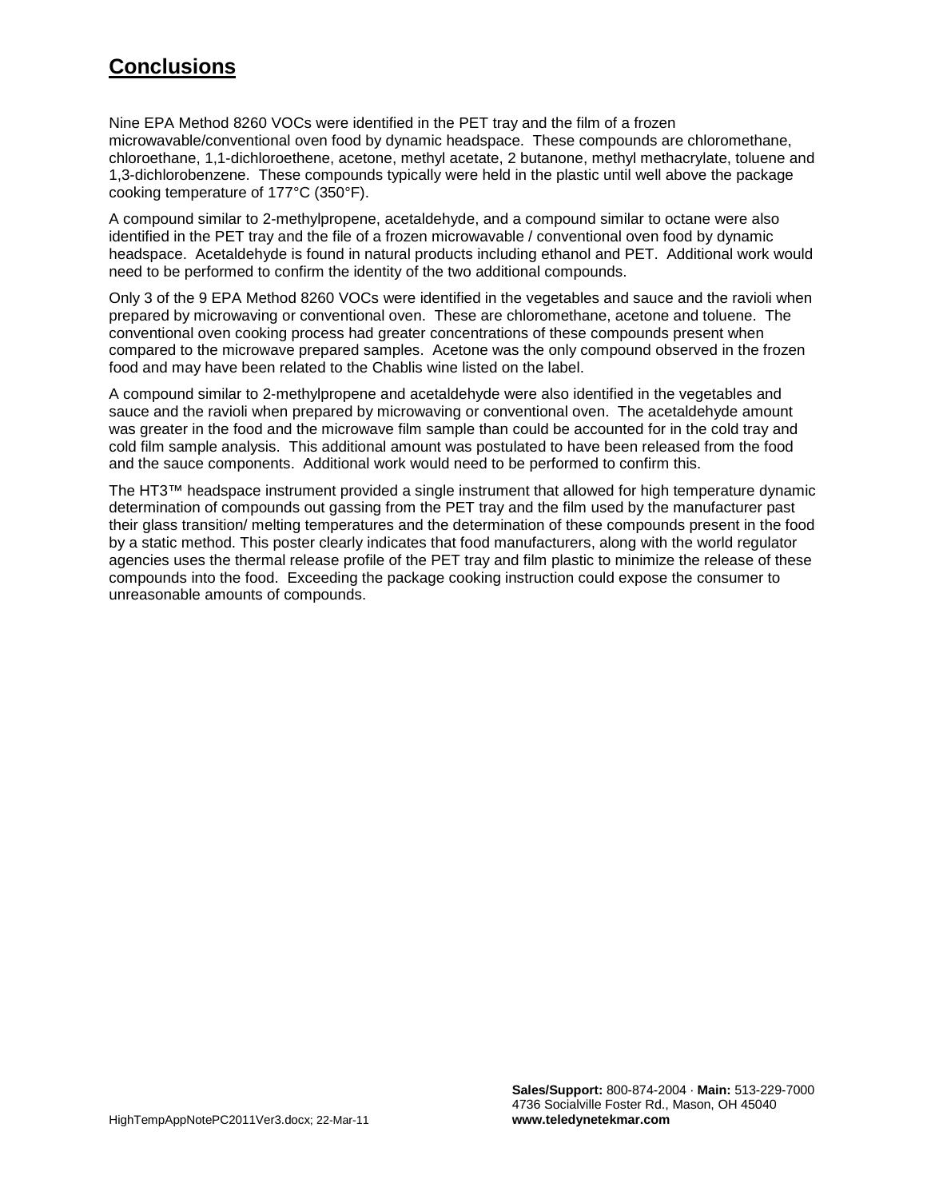## Conclusions

Nine EPA Method 8260 VOCs were identified in the PET tray and the film of a frozen microwavable/conventional oven food by dynamic headspace. These compounds are chloromethane, chloroethane, 1,1-dichloroethene, acetone, methyl acetate, 2 butanone, methyl methacrylate, toluene and 1,3-dichlorobenzene. These compounds typically were held in the plastic until well above the package cooking temperature of 177°C (350°F).

A compound similar to 2-methylpropene, acetaldehyde, and a compound similar to octane were also identified in the PET tray and the file of a frozen microwavable / conventional oven food by dynamic headspace. Acetaldehyde is found in natural products including ethanol and PET. Additional work would need to be performed to confirm the identity of the two additional compounds.

Only 3 of the 9 EPA Method 8260 VOCs were identified in the vegetables and sauce and the ravioli when prepared by microwaving or conventional oven. These are chloromethane, acetone and toluene. The conventional oven cooking process had greater concentrations of these compounds present when compared to the microwave prepared samples. Acetone was the only compound observed in the frozen food and may have been related to the Chablis wine listed on the label.

A compound similar to 2-methylpropene and acetaldehyde were also identified in the vegetables and sauce and the ravioli when prepared by microwaving or conventional oven. The acetaldehyde amount was greater in the food and the microwave film sample than could be accounted for in the cold tray and cold film sample analysis. This additional amount was postulated to have been released from the food and the sauce components. Additional work would need to be performed to confirm this.

The HT3™ headspace instrument provided a single instrument that allowed for high temperature dynamic determination of compounds out gassing from the PET tray and the film used by the manufacturer past their glass transition/ melting temperatures and the determination of these compounds present in the food by a static method. This poster clearly indicates that food manufacturers, along with the world regulator agencies uses the thermal release profile of the PET tray and film plastic to minimize the release of these compounds into the food. Exceeding the package cooking instruction could expose the consumer to unreasonable amounts of compounds.

**Sales/Support:** 800-874-2004 · **Main:** 513-229-7000
4736 Socialville Foster Rd., Mason, OH 45040
**www.teledynetekmar.com**

HighTempAppNotePC2011Ver3.docx; 22-Mar-11